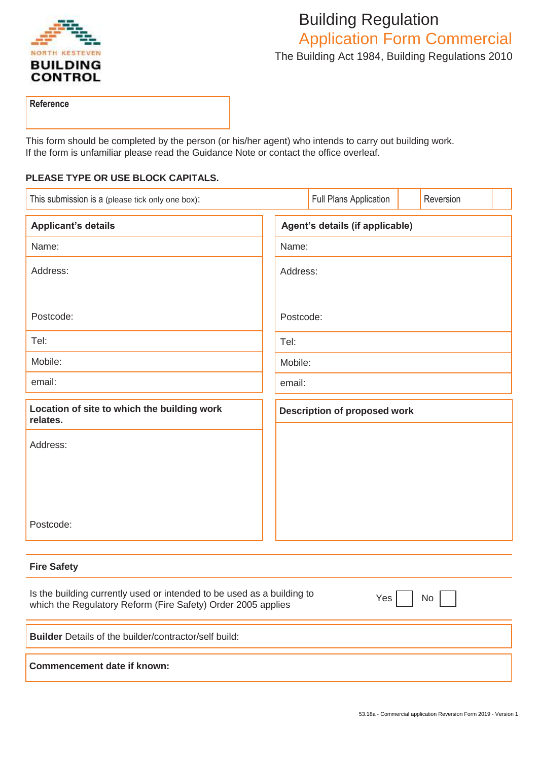NORTH KESTEVEN

**BUILDING CONTROL**

# Building Regulation
## Application Form Commercial
The Building Act 1984, Building Regulations 2010

| **Reference** |
|---|
| |

This form should be completed by the person (or his/her agent) who intends to carry out building work.
If the form is unfamiliar please read the Guidance Note or contact the office overleaf.

**PLEASE TYPE OR USE BLOCK CAPITALS.**

| This submission is a (please tick only one box): | Full Plans Application | | Reversion | |
|---|---|---|---|---|

| **Applicant's details** | **Agent's details (if applicable)** |
|---|---|
| Name: | Name: |
| Address:<br><br>Postcode: | Address:<br><br>Postcode: |
| Tel: | Tel: |
| Mobile: | Mobile: |
| email: | email: |

| **Location of site to which the building work relates.** | **Description of proposed work** |
|---|---|
| Address:<br><br>Postcode: | |

**Fire Safety**

Is the building currently used or intended to be used as a building to which the Regulatory Reform (Fire Safety) Order 2005 applies — Yes ☐ No ☐

**Builder** Details of the builder/contractor/self build:

**Commencement date if known:**

53.18a - Commercial application Reversion Form 2019 - Version 1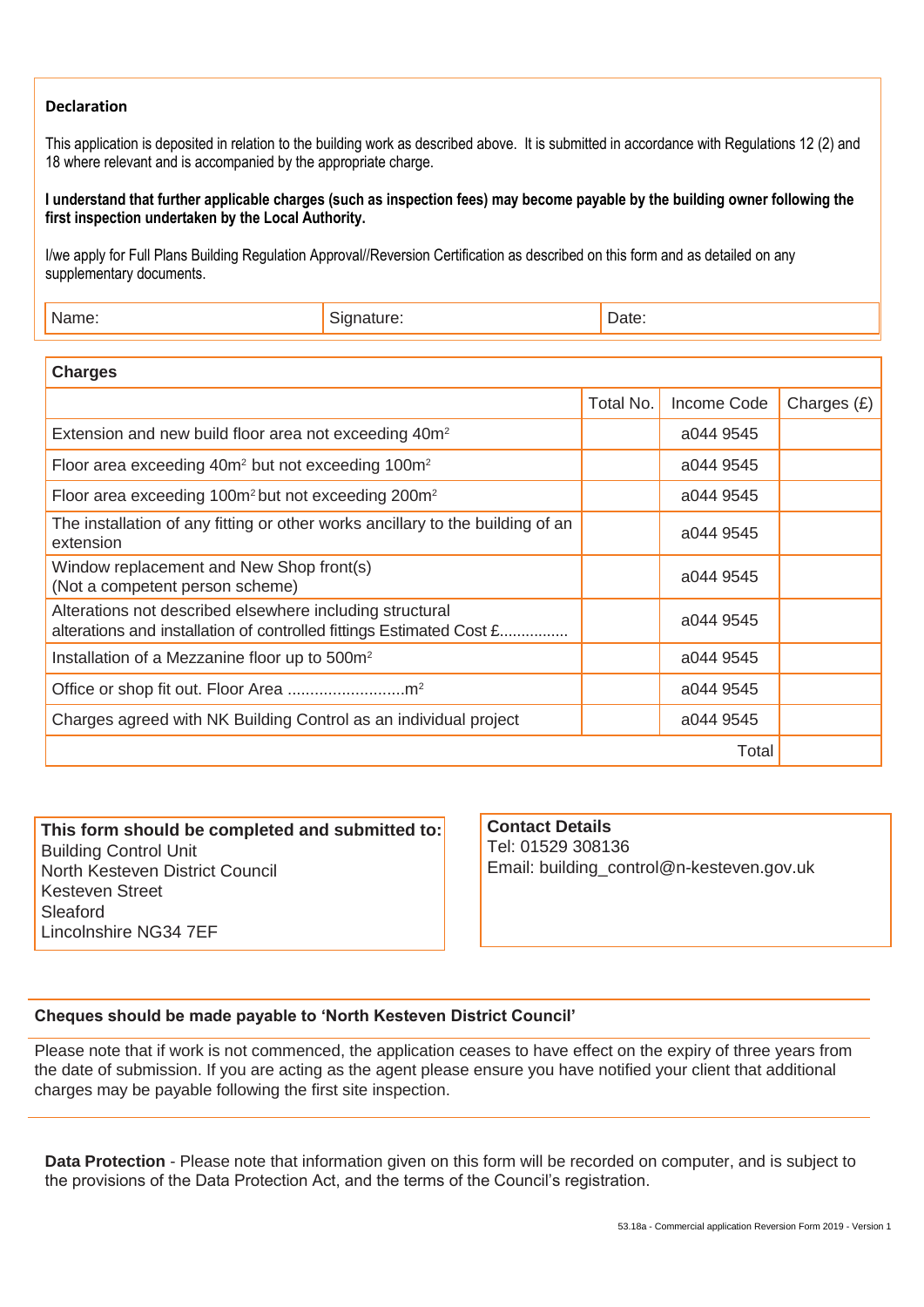## Declaration

This application is deposited in relation to the building work as described above. It is submitted in accordance with Regulations 12 (2) and 18 where relevant and is accompanied by the appropriate charge.

**I understand that further applicable charges (such as inspection fees) may become payable by the building owner following the first inspection undertaken by the Local Authority.**

I/we apply for Full Plans Building Regulation Approval//Reversion Certification as described on this form and as detailed on any supplementary documents.

| Name: | Signature: | Date: |
|---|---|---|

## Charges

| | Total No. | Income Code | Charges (£) |
|---|---|---|---|
| Extension and new build floor area not exceeding 40m² | | a044 9545 | |
| Floor area exceeding 40m² but not exceeding 100m² | | a044 9545 | |
| Floor area exceeding 100m² but not exceeding 200m² | | a044 9545 | |
| The installation of any fitting or other works ancillary to the building of an extension | | a044 9545 | |
| Window replacement and New Shop front(s) (Not a competent person scheme) | | a044 9545 | |
| Alterations not described elsewhere including structural alterations and installation of controlled fittings Estimated Cost £............... | | a044 9545 | |
| Installation of a Mezzanine floor up to 500m² | | a044 9545 | |
| Office or shop fit out. Floor Area ..........................m² | | a044 9545 | |
| Charges agreed with NK Building Control as an individual project | | a044 9545 | |
| Total | | | |

**This form should be completed and submitted to:**
Building Control Unit
North Kesteven District Council
Kesteven Street
Sleaford
Lincolnshire NG34 7EF

**Contact Details**
Tel: 01529 308136
Email: building_control@n-kesteven.gov.uk

**Cheques should be made payable to 'North Kesteven District Council'**

Please note that if work is not commenced, the application ceases to have effect on the expiry of three years from the date of submission. If you are acting as the agent please ensure you have notified your client that additional charges may be payable following the first site inspection.

**Data Protection** - Please note that information given on this form will be recorded on computer, and is subject to the provisions of the Data Protection Act, and the terms of the Council's registration.

53.18a - Commercial application Reversion Form 2019 - Version 1